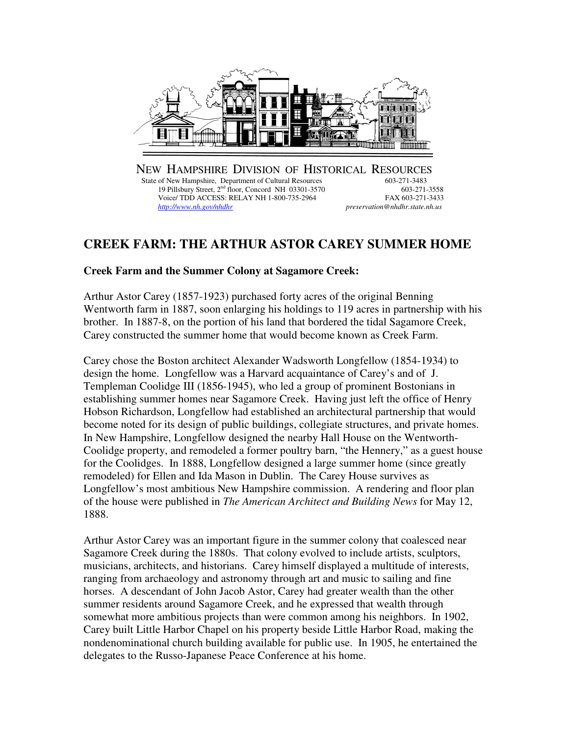NEW HAMPSHIRE DIVISION OF HISTORICAL RESOURCES

State of New Hampshire, Department of Cultural Resources
19 Pillsbury Street, 2nd floor, Concord NH 03301-3570
Voice/ TDD ACCESS: RELAY NH 1-800-735-2964
http://www.nh.gov/nhdhr

603-271-3483
603-271-3558
FAX 603-271-3433
preservation@nhdhr.state.nh.us

# CREEK FARM: THE ARTHUR ASTOR CAREY SUMMER HOME

### Creek Farm and the Summer Colony at Sagamore Creek:

Arthur Astor Carey (1857-1923) purchased forty acres of the original Benning Wentworth farm in 1887, soon enlarging his holdings to 119 acres in partnership with his brother. In 1887-8, on the portion of his land that bordered the tidal Sagamore Creek, Carey constructed the summer home that would become known as Creek Farm.

Carey chose the Boston architect Alexander Wadsworth Longfellow (1854-1934) to design the home. Longfellow was a Harvard acquaintance of Carey's and of J. Templeman Coolidge III (1856-1945), who led a group of prominent Bostonians in establishing summer homes near Sagamore Creek. Having just left the office of Henry Hobson Richardson, Longfellow had established an architectural partnership that would become noted for its design of public buildings, collegiate structures, and private homes. In New Hampshire, Longfellow designed the nearby Hall House on the Wentworth-Coolidge property, and remodeled a former poultry barn, "the Hennery," as a guest house for the Coolidges. In 1888, Longfellow designed a large summer home (since greatly remodeled) for Ellen and Ida Mason in Dublin. The Carey House survives as Longfellow's most ambitious New Hampshire commission. A rendering and floor plan of the house were published in *The American Architect and Building News* for May 12, 1888.

Arthur Astor Carey was an important figure in the summer colony that coalesced near Sagamore Creek during the 1880s. That colony evolved to include artists, sculptors, musicians, architects, and historians. Carey himself displayed a multitude of interests, ranging from archaeology and astronomy through art and music to sailing and fine horses. A descendant of John Jacob Astor, Carey had greater wealth than the other summer residents around Sagamore Creek, and he expressed that wealth through somewhat more ambitious projects than were common among his neighbors. In 1902, Carey built Little Harbor Chapel on his property beside Little Harbor Road, making the nondenominational church building available for public use. In 1905, he entertained the delegates to the Russo-Japanese Peace Conference at his home.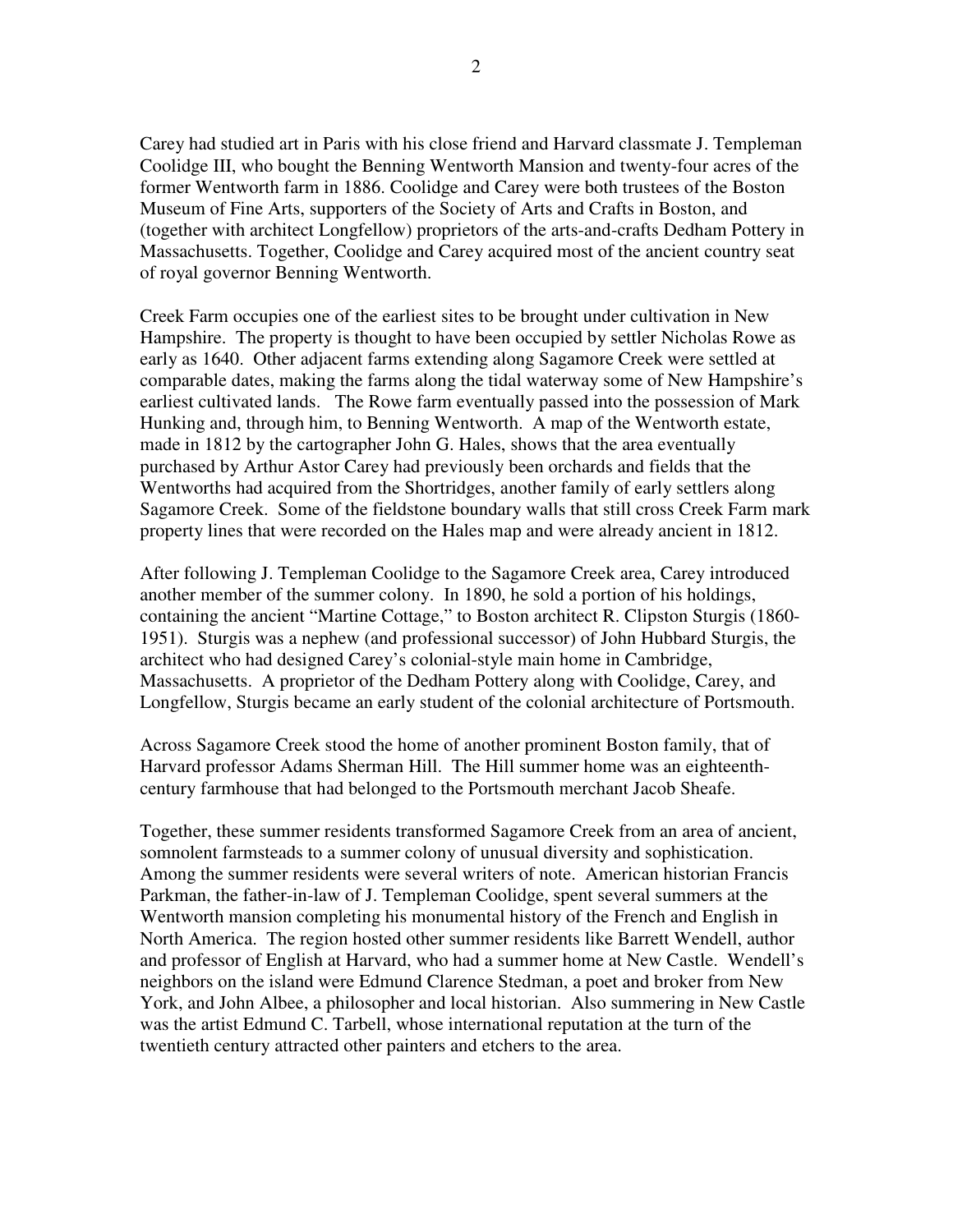Carey had studied art in Paris with his close friend and Harvard classmate J. Templeman Coolidge III, who bought the Benning Wentworth Mansion and twenty-four acres of the former Wentworth farm in 1886. Coolidge and Carey were both trustees of the Boston Museum of Fine Arts, supporters of the Society of Arts and Crafts in Boston, and (together with architect Longfellow) proprietors of the arts-and-crafts Dedham Pottery in Massachusetts. Together, Coolidge and Carey acquired most of the ancient country seat of royal governor Benning Wentworth.

Creek Farm occupies one of the earliest sites to be brought under cultivation in New Hampshire. The property is thought to have been occupied by settler Nicholas Rowe as early as 1640. Other adjacent farms extending along Sagamore Creek were settled at comparable dates, making the farms along the tidal waterway some of New Hampshire's earliest cultivated lands. The Rowe farm eventually passed into the possession of Mark Hunking and, through him, to Benning Wentworth. A map of the Wentworth estate, made in 1812 by the cartographer John G. Hales, shows that the area eventually purchased by Arthur Astor Carey had previously been orchards and fields that the Wentworths had acquired from the Shortridges, another family of early settlers along Sagamore Creek. Some of the fieldstone boundary walls that still cross Creek Farm mark property lines that were recorded on the Hales map and were already ancient in 1812.

After following J. Templeman Coolidge to the Sagamore Creek area, Carey introduced another member of the summer colony. In 1890, he sold a portion of his holdings, containing the ancient "Martine Cottage," to Boston architect R. Clipston Sturgis (1860-1951). Sturgis was a nephew (and professional successor) of John Hubbard Sturgis, the architect who had designed Carey's colonial-style main home in Cambridge, Massachusetts. A proprietor of the Dedham Pottery along with Coolidge, Carey, and Longfellow, Sturgis became an early student of the colonial architecture of Portsmouth.

Across Sagamore Creek stood the home of another prominent Boston family, that of Harvard professor Adams Sherman Hill. The Hill summer home was an eighteenth-century farmhouse that had belonged to the Portsmouth merchant Jacob Sheafe.

Together, these summer residents transformed Sagamore Creek from an area of ancient, somnolent farmsteads to a summer colony of unusual diversity and sophistication. Among the summer residents were several writers of note. American historian Francis Parkman, the father-in-law of J. Templeman Coolidge, spent several summers at the Wentworth mansion completing his monumental history of the French and English in North America. The region hosted other summer residents like Barrett Wendell, author and professor of English at Harvard, who had a summer home at New Castle. Wendell's neighbors on the island were Edmund Clarence Stedman, a poet and broker from New York, and John Albee, a philosopher and local historian. Also summering in New Castle was the artist Edmund C. Tarbell, whose international reputation at the turn of the twentieth century attracted other painters and etchers to the area.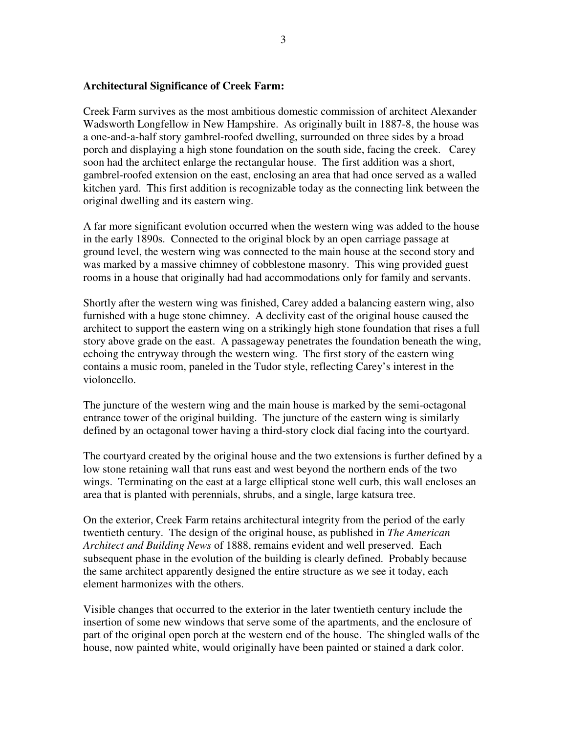**Architectural Significance of Creek Farm:**

Creek Farm survives as the most ambitious domestic commission of architect Alexander Wadsworth Longfellow in New Hampshire. As originally built in 1887-8, the house was a one-and-a-half story gambrel-roofed dwelling, surrounded on three sides by a broad porch and displaying a high stone foundation on the south side, facing the creek. Carey soon had the architect enlarge the rectangular house. The first addition was a short, gambrel-roofed extension on the east, enclosing an area that had once served as a walled kitchen yard. This first addition is recognizable today as the connecting link between the original dwelling and its eastern wing.

A far more significant evolution occurred when the western wing was added to the house in the early 1890s. Connected to the original block by an open carriage passage at ground level, the western wing was connected to the main house at the second story and was marked by a massive chimney of cobblestone masonry. This wing provided guest rooms in a house that originally had had accommodations only for family and servants.

Shortly after the western wing was finished, Carey added a balancing eastern wing, also furnished with a huge stone chimney. A declivity east of the original house caused the architect to support the eastern wing on a strikingly high stone foundation that rises a full story above grade on the east. A passageway penetrates the foundation beneath the wing, echoing the entryway through the western wing. The first story of the eastern wing contains a music room, paneled in the Tudor style, reflecting Carey's interest in the violoncello.

The juncture of the western wing and the main house is marked by the semi-octagonal entrance tower of the original building. The juncture of the eastern wing is similarly defined by an octagonal tower having a third-story clock dial facing into the courtyard.

The courtyard created by the original house and the two extensions is further defined by a low stone retaining wall that runs east and west beyond the northern ends of the two wings. Terminating on the east at a large elliptical stone well curb, this wall encloses an area that is planted with perennials, shrubs, and a single, large katsura tree.

On the exterior, Creek Farm retains architectural integrity from the period of the early twentieth century. The design of the original house, as published in *The American Architect and Building News* of 1888, remains evident and well preserved. Each subsequent phase in the evolution of the building is clearly defined. Probably because the same architect apparently designed the entire structure as we see it today, each element harmonizes with the others.

Visible changes that occurred to the exterior in the later twentieth century include the insertion of some new windows that serve some of the apartments, and the enclosure of part of the original open porch at the western end of the house. The shingled walls of the house, now painted white, would originally have been painted or stained a dark color.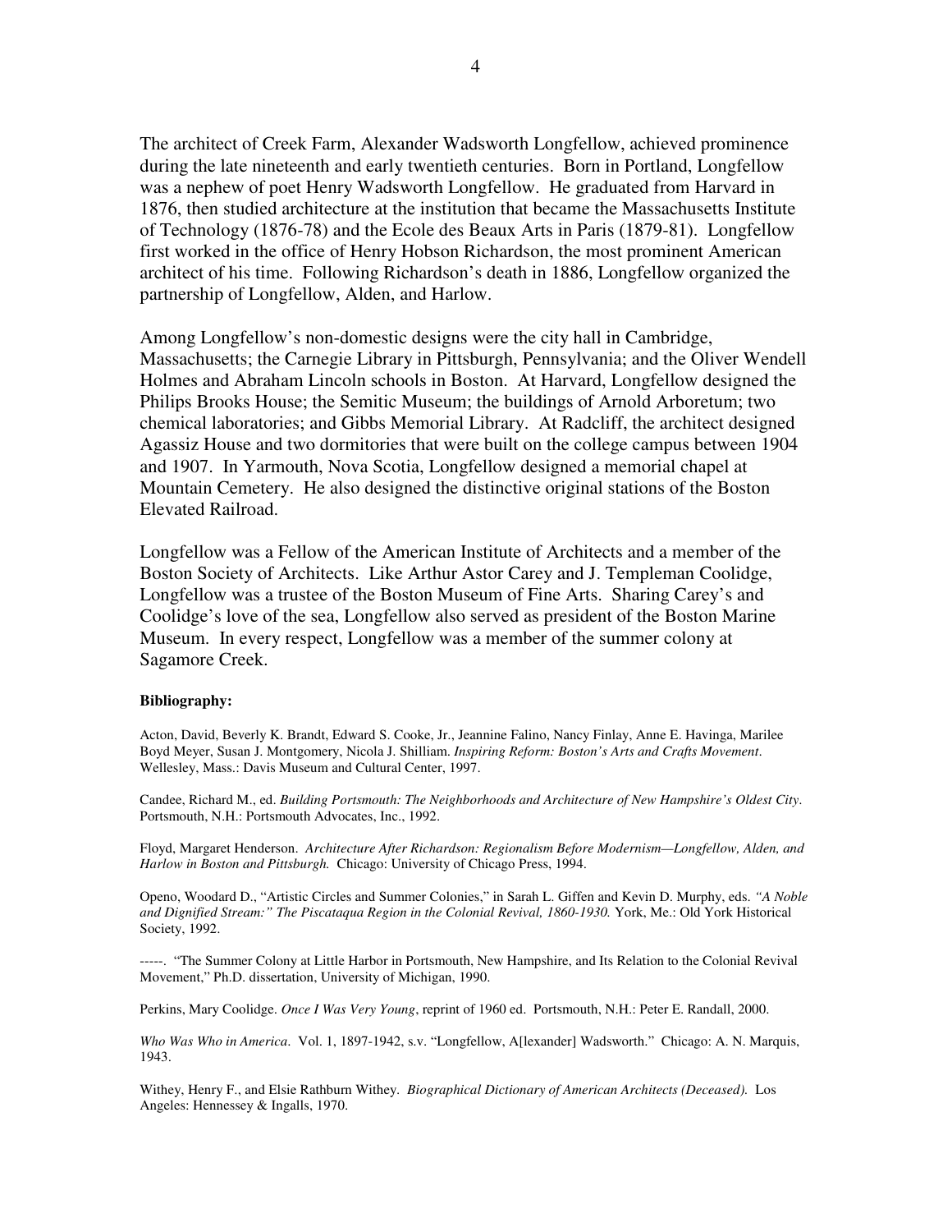The architect of Creek Farm, Alexander Wadsworth Longfellow, achieved prominence during the late nineteenth and early twentieth centuries. Born in Portland, Longfellow was a nephew of poet Henry Wadsworth Longfellow. He graduated from Harvard in 1876, then studied architecture at the institution that became the Massachusetts Institute of Technology (1876-78) and the Ecole des Beaux Arts in Paris (1879-81). Longfellow first worked in the office of Henry Hobson Richardson, the most prominent American architect of his time. Following Richardson's death in 1886, Longfellow organized the partnership of Longfellow, Alden, and Harlow.

Among Longfellow's non-domestic designs were the city hall in Cambridge, Massachusetts; the Carnegie Library in Pittsburgh, Pennsylvania; and the Oliver Wendell Holmes and Abraham Lincoln schools in Boston. At Harvard, Longfellow designed the Philips Brooks House; the Semitic Museum; the buildings of Arnold Arboretum; two chemical laboratories; and Gibbs Memorial Library. At Radcliff, the architect designed Agassiz House and two dormitories that were built on the college campus between 1904 and 1907. In Yarmouth, Nova Scotia, Longfellow designed a memorial chapel at Mountain Cemetery. He also designed the distinctive original stations of the Boston Elevated Railroad.

Longfellow was a Fellow of the American Institute of Architects and a member of the Boston Society of Architects. Like Arthur Astor Carey and J. Templeman Coolidge, Longfellow was a trustee of the Boston Museum of Fine Arts. Sharing Carey's and Coolidge's love of the sea, Longfellow also served as president of the Boston Marine Museum. In every respect, Longfellow was a member of the summer colony at Sagamore Creek.

**Bibliography:**

Acton, David, Beverly K. Brandt, Edward S. Cooke, Jr., Jeannine Falino, Nancy Finlay, Anne E. Havinga, Marilee Boyd Meyer, Susan J. Montgomery, Nicola J. Shilliam. *Inspiring Reform: Boston's Arts and Crafts Movement*. Wellesley, Mass.: Davis Museum and Cultural Center, 1997.

Candee, Richard M., ed. *Building Portsmouth: The Neighborhoods and Architecture of New Hampshire's Oldest City*. Portsmouth, N.H.: Portsmouth Advocates, Inc., 1992.

Floyd, Margaret Henderson. *Architecture After Richardson: Regionalism Before Modernism—Longfellow, Alden, and Harlow in Boston and Pittsburgh.* Chicago: University of Chicago Press, 1994.

Openo, Woodard D., "Artistic Circles and Summer Colonies," in Sarah L. Giffen and Kevin D. Murphy, eds. *"A Noble and Dignified Stream:" The Piscataqua Region in the Colonial Revival, 1860-1930.* York, Me.: Old York Historical Society, 1992.

-----. "The Summer Colony at Little Harbor in Portsmouth, New Hampshire, and Its Relation to the Colonial Revival Movement," Ph.D. dissertation, University of Michigan, 1990.

Perkins, Mary Coolidge. *Once I Was Very Young*, reprint of 1960 ed. Portsmouth, N.H.: Peter E. Randall, 2000.

*Who Was Who in America*. Vol. 1, 1897-1942, s.v. "Longfellow, A[lexander] Wadsworth." Chicago: A. N. Marquis, 1943.

Withey, Henry F., and Elsie Rathburn Withey. *Biographical Dictionary of American Architects (Deceased).* Los Angeles: Hennessey & Ingalls, 1970.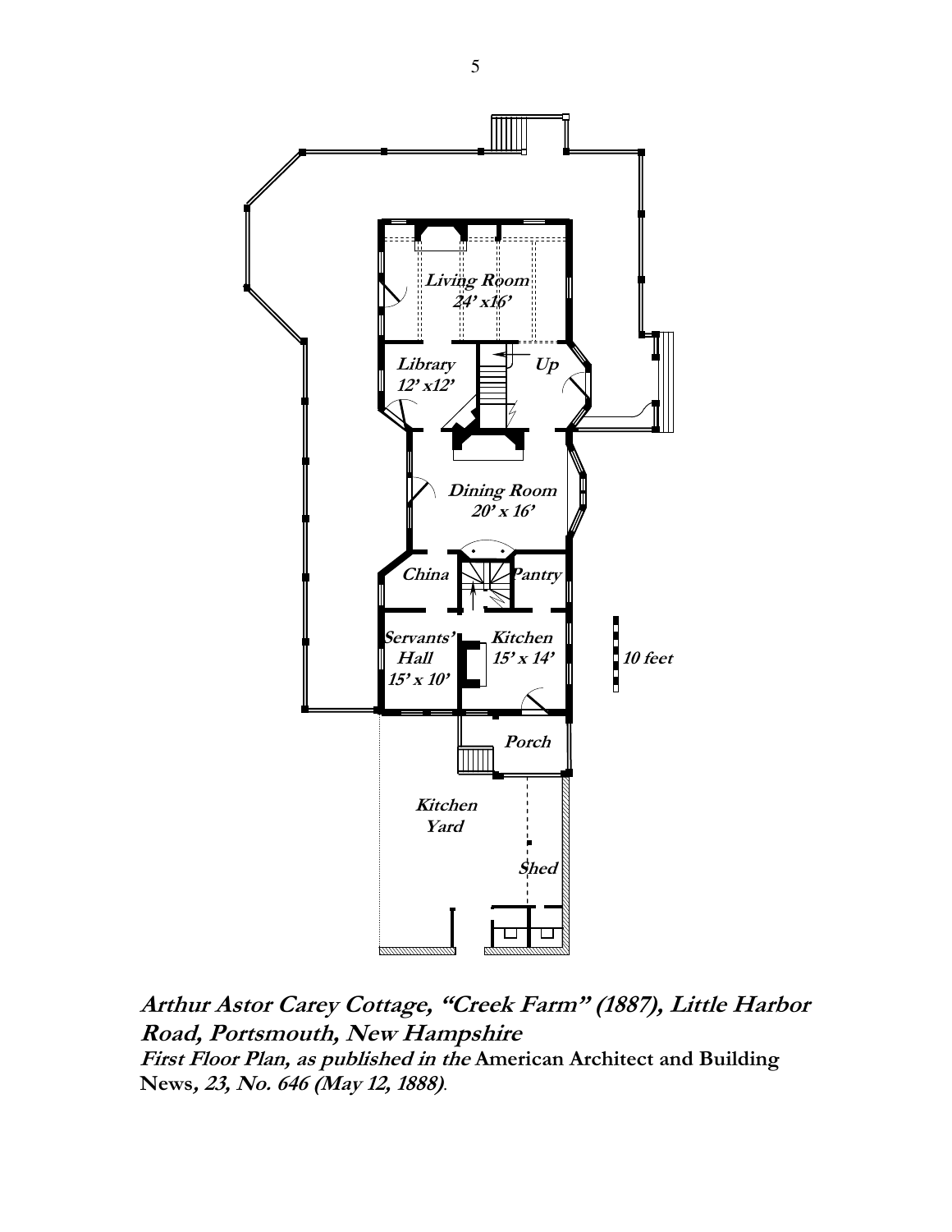Living Room
24' x16'

Library
12' x12'

Up

Dining Room
20' x 16'

China

Pantry

Servants' Hall
15' x 10'

Kitchen
15' x 14'

10 feet

Porch

Kitchen Yard

Shed

***Arthur Astor Carey Cottage, "Creek Farm" (1887), Little Harbor Road, Portsmouth, New Hampshire***

***First Floor Plan, as published in the* American Architect and Building News*, 23, No. 646 (May 12, 1888)*.**